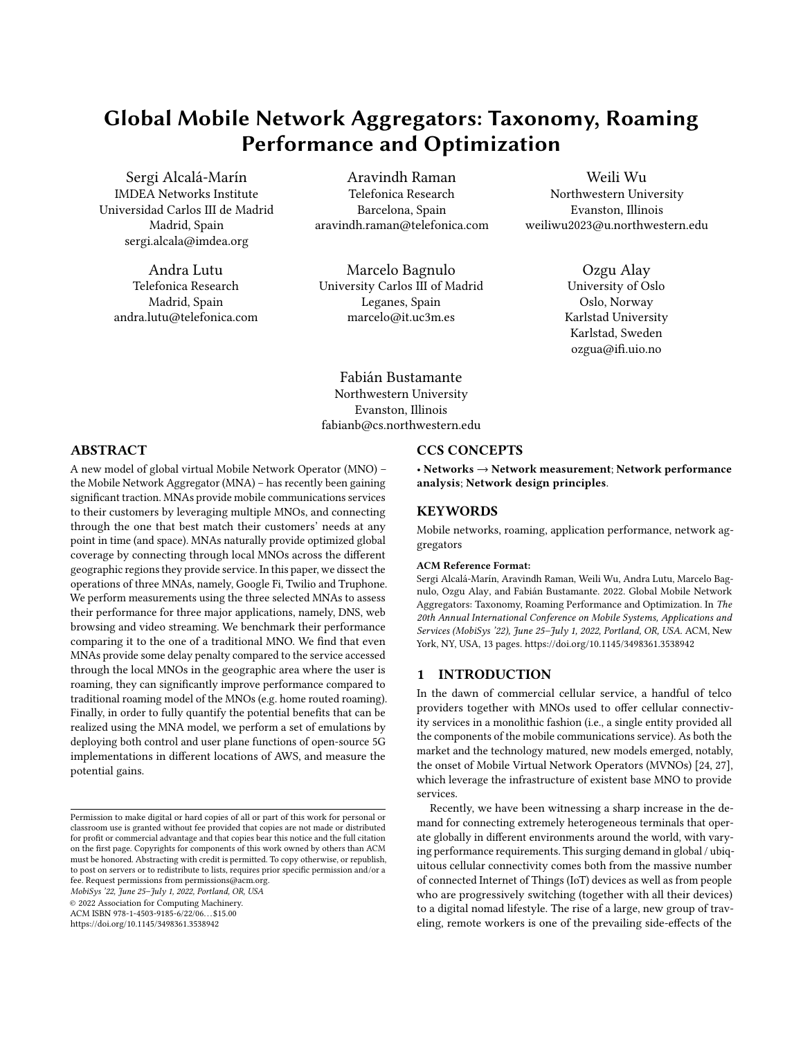# Global Mobile Network Aggregators: Taxonomy, Roaming Performance and Optimization

Sergi Alcalá-Marín
IMDEA Networks Institute
Universidad Carlos III de Madrid
Madrid, Spain
sergi.alcala@imdea.org

Aravindh Raman
Telefonica Research
Barcelona, Spain
aravindh.raman@telefonica.com

Weili Wu
Northwestern University
Evanston, Illinois
weiliwu2023@u.northwestern.edu

Andra Lutu
Telefonica Research
Madrid, Spain
andra.lutu@telefonica.com

Marcelo Bagnulo
University Carlos III of Madrid
Leganes, Spain
marcelo@it.uc3m.es

Ozgu Alay
University of Oslo
Oslo, Norway
Karlstad University
Karlstad, Sweden
ozgua@ifi.uio.no

Fabián Bustamante
Northwestern University
Evanston, Illinois
fabianb@cs.northwestern.edu

## ABSTRACT

A new model of global virtual Mobile Network Operator (MNO) – the Mobile Network Aggregator (MNA) – has recently been gaining significant traction. MNAs provide mobile communications services to their customers by leveraging multiple MNOs, and connecting through the one that best match their customers' needs at any point in time (and space). MNAs naturally provide optimized global coverage by connecting through local MNOs across the different geographic regions they provide service. In this paper, we dissect the operations of three MNAs, namely, Google Fi, Twilio and Truphone. We perform measurements using the three selected MNAs to assess their performance for three major applications, namely, DNS, web browsing and video streaming. We benchmark their performance comparing it to the one of a traditional MNO. We find that even MNAs provide some delay penalty compared to the service accessed through the local MNOs in the geographic area where the user is roaming, they can significantly improve performance compared to traditional roaming model of the MNOs (e.g. home routed roaming). Finally, in order to fully quantify the potential benefits that can be realized using the MNA model, we perform a set of emulations by deploying both control and user plane functions of open-source 5G implementations in different locations of AWS, and measure the potential gains.

## CCS CONCEPTS

• **Networks** → **Network measurement**; **Network performance analysis**; **Network design principles**.

## KEYWORDS

Mobile networks, roaming, application performance, network aggregators

**ACM Reference Format:**
Sergi Alcalá-Marín, Aravindh Raman, Weili Wu, Andra Lutu, Marcelo Bagnulo, Ozgu Alay, and Fabián Bustamante. 2022. Global Mobile Network Aggregators: Taxonomy, Roaming Performance and Optimization. In *The 20th Annual International Conference on Mobile Systems, Applications and Services (MobiSys '22), June 25–July 1, 2022, Portland, OR, USA.* ACM, New York, NY, USA, 13 pages. https://doi.org/10.1145/3498361.3538942

## 1 INTRODUCTION

In the dawn of commercial cellular service, a handful of telco providers together with MNOs used to offer cellular connectivity services in a monolithic fashion (i.e., a single entity provided all the components of the mobile communications service). As both the market and the technology matured, new models emerged, notably, the onset of Mobile Virtual Network Operators (MVNOs) [24, 27], which leverage the infrastructure of existent base MNO to provide services.

Recently, we have been witnessing a sharp increase in the demand for connecting extremely heterogeneous terminals that operate globally in different environments around the world, with varying performance requirements. This surging demand in global / ubiquitous cellular connectivity comes both from the massive number of connected Internet of Things (IoT) devices as well as from people who are progressively switching (together with all their devices) to a digital nomad lifestyle. The rise of a large, new group of traveling, remote workers is one of the prevailing side-effects of the

Permission to make digital or hard copies of all or part of this work for personal or classroom use is granted without fee provided that copies are not made or distributed for profit or commercial advantage and that copies bear this notice and the full citation on the first page. Copyrights for components of this work owned by others than ACM must be honored. Abstracting with credit is permitted. To copy otherwise, or republish, to post on servers or to redistribute to lists, requires prior specific permission and/or a fee. Request permissions from permissions@acm.org.
*MobiSys '22, June 25–July 1, 2022, Portland, OR, USA*
© 2022 Association for Computing Machinery.
ACM ISBN 978-1-4503-9185-6/22/06…$15.00
https://doi.org/10.1145/3498361.3538942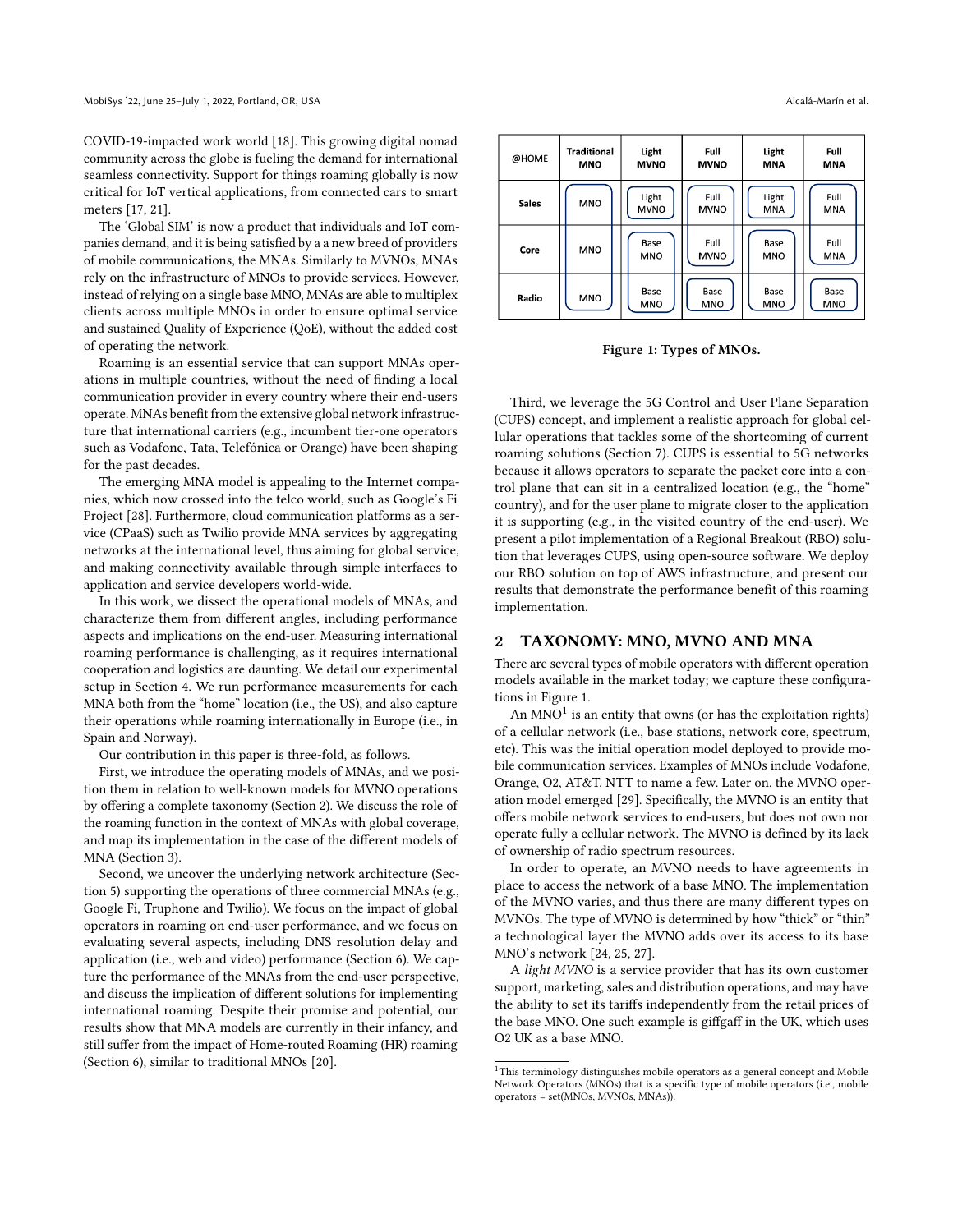COVID-19-impacted work world [18]. This growing digital nomad community across the globe is fueling the demand for international seamless connectivity. Support for things roaming globally is now critical for IoT vertical applications, from connected cars to smart meters [17, 21].

The 'Global SIM' is now a product that individuals and IoT companies demand, and it is being satisfied by a a new breed of providers of mobile communications, the MNAs. Similarly to MVNOs, MNAs rely on the infrastructure of MNOs to provide services. However, instead of relying on a single base MNO, MNAs are able to multiplex clients across multiple MNOs in order to ensure optimal service and sustained Quality of Experience (QoE), without the added cost of operating the network.

Roaming is an essential service that can support MNAs operations in multiple countries, without the need of finding a local communication provider in every country where their end-users operate. MNAs benefit from the extensive global network infrastructure that international carriers (e.g., incumbent tier-one operators such as Vodafone, Tata, Telefónica or Orange) have been shaping for the past decades.

The emerging MNA model is appealing to the Internet companies, which now crossed into the telco world, such as Google's Fi Project [28]. Furthermore, cloud communication platforms as a service (CPaaS) such as Twilio provide MNA services by aggregating networks at the international level, thus aiming for global service, and making connectivity available through simple interfaces to application and service developers world-wide.

In this work, we dissect the operational models of MNAs, and characterize them from different angles, including performance aspects and implications on the end-user. Measuring international roaming performance is challenging, as it requires international cooperation and logistics are daunting. We detail our experimental setup in Section 4. We run performance measurements for each MNA both from the "home" location (i.e., the US), and also capture their operations while roaming internationally in Europe (i.e., in Spain and Norway).

Our contribution in this paper is three-fold, as follows.

First, we introduce the operating models of MNAs, and we position them in relation to well-known models for MVNO operations by offering a complete taxonomy (Section 2). We discuss the role of the roaming function in the context of MNAs with global coverage, and map its implementation in the case of the different models of MNA (Section 3).

Second, we uncover the underlying network architecture (Section 5) supporting the operations of three commercial MNAs (e.g., Google Fi, Truphone and Twilio). We focus on the impact of global operators in roaming on end-user performance, and we focus on evaluating several aspects, including DNS resolution delay and application (i.e., web and video) performance (Section 6). We capture the performance of the MNAs from the end-user perspective, and discuss the implication of different solutions for implementing international roaming. Despite their promise and potential, our results show that MNA models are currently in their infancy, and still suffer from the impact of Home-routed Roaming (HR) roaming (Section 6), similar to traditional MNOs [20].

| @HOME | Traditional MNO | Light MVNO | Full MVNO | Light MNA | Full MNA |
|---|---|---|---|---|---|
| Sales | MNO | Light MVNO | Full MVNO | Light MNA | Full MNA |
| Core | MNO | Base MNO | Full MVNO | Base MNO | Full MNA |
| Radio | MNO | Base MNO | Base MNO | Base MNO | Base MNO |

**Figure 1: Types of MNOs.**

Third, we leverage the 5G Control and User Plane Separation (CUPS) concept, and implement a realistic approach for global cellular operations that tackles some of the shortcoming of current roaming solutions (Section 7). CUPS is essential to 5G networks because it allows operators to separate the packet core into a control plane that can sit in a centralized location (e.g., the "home" country), and for the user plane to migrate closer to the application it is supporting (e.g., in the visited country of the end-user). We present a pilot implementation of a Regional Breakout (RBO) solution that leverages CUPS, using open-source software. We deploy our RBO solution on top of AWS infrastructure, and present our results that demonstrate the performance benefit of this roaming implementation.

## 2 TAXONOMY: MNO, MVNO AND MNA

There are several types of mobile operators with different operation models available in the market today; we capture these configurations in Figure 1.

An MNO[1] is an entity that owns (or has the exploitation rights) of a cellular network (i.e., base stations, network core, spectrum, etc). This was the initial operation model deployed to provide mobile communication services. Examples of MNOs include Vodafone, Orange, O2, AT&T, NTT to name a few. Later on, the MVNO operation model emerged [29]. Specifically, the MVNO is an entity that offers mobile network services to end-users, but does not own nor operate fully a cellular network. The MVNO is defined by its lack of ownership of radio spectrum resources.

In order to operate, an MVNO needs to have agreements in place to access the network of a base MNO. The implementation of the MVNO varies, and thus there are many different types on MVNOs. The type of MVNO is determined by how "thick" or "thin" a technological layer the MVNO adds over its access to its base MNO's network [24, 25, 27].

A *light MVNO* is a service provider that has its own customer support, marketing, sales and distribution operations, and may have the ability to set its tariffs independently from the retail prices of the base MNO. One such example is giffgaff in the UK, which uses O2 UK as a base MNO.

[1] This terminology distinguishes mobile operators as a general concept and Mobile Network Operators (MNOs) that is a specific type of mobile operators (i.e., mobile operators = set(MNOs, MVNOs, MNAs)).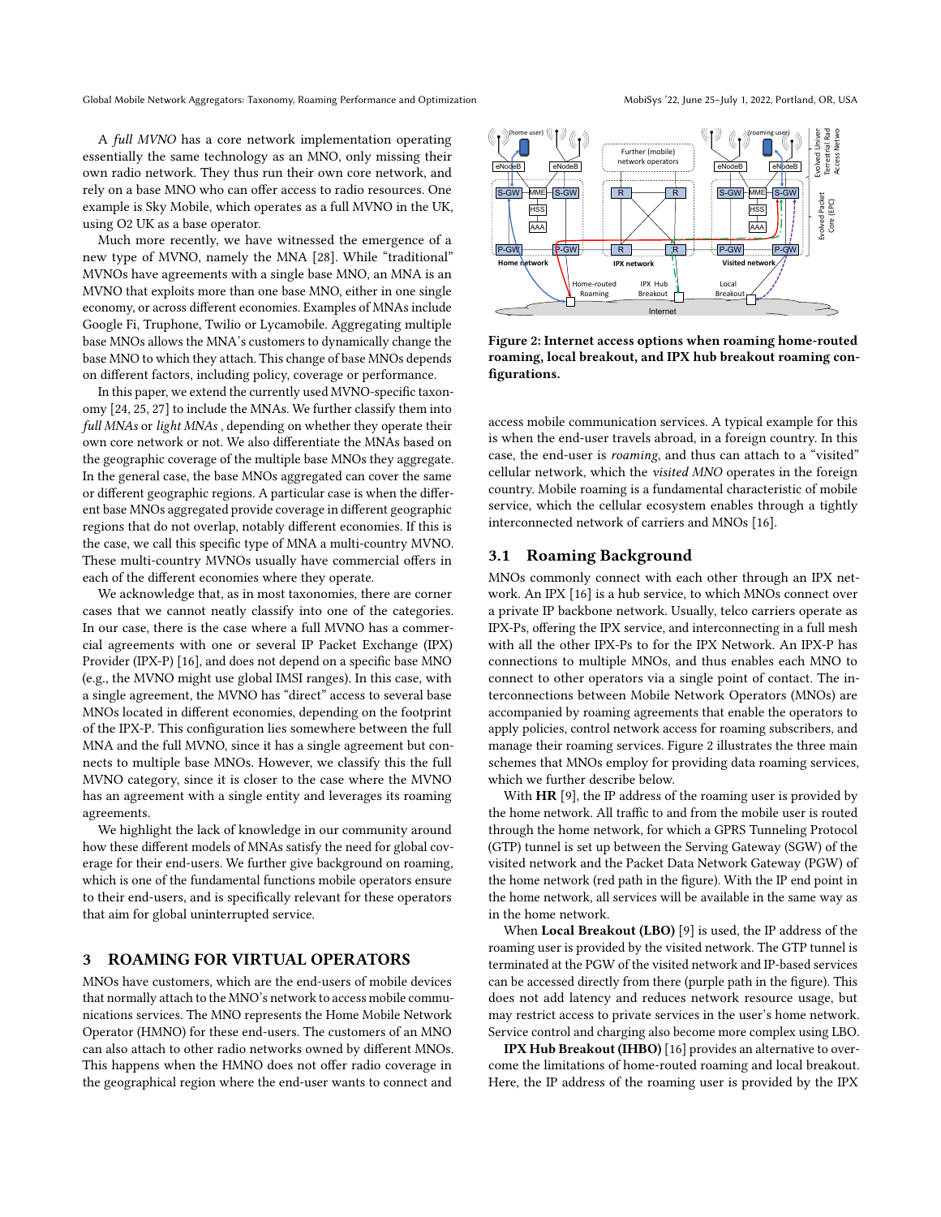A *full MVNO* has a core network implementation operating essentially the same technology as an MNO, only missing their own radio network. They thus run their own core network, and rely on a base MNO who can offer access to radio resources. One example is Sky Mobile, which operates as a full MVNO in the UK, using O2 UK as a base operator.

Much more recently, we have witnessed the emergence of a new type of MVNO, namely the MNA [28]. While "traditional" MVNOs have agreements with a single base MNO, an MNA is an MVNO that exploits more than one base MNO, either in one single economy, or across different economies. Examples of MNAs include Google Fi, Truphone, Twilio or Lycamobile. Aggregating multiple base MNOs allows the MNA's customers to dynamically change the base MNO to which they attach. This change of base MNOs depends on different factors, including policy, coverage or performance.

In this paper, we extend the currently used MVNO-specific taxonomy [24, 25, 27] to include the MNAs. We further classify them into *full MNAs* or *light MNAs* , depending on whether they operate their own core network or not. We also differentiate the MNAs based on the geographic coverage of the multiple base MNOs they aggregate. In the general case, the base MNOs aggregated can cover the same or different geographic regions. A particular case is when the different base MNOs aggregated provide coverage in different geographic regions that do not overlap, notably different economies. If this is the case, we call this specific type of MNA a multi-country MVNO. These multi-country MVNOs usually have commercial offers in each of the different economies where they operate.

We acknowledge that, as in most taxonomies, there are corner cases that we cannot neatly classify into one of the categories. In our case, there is the case where a full MVNO has a commercial agreements with one or several IP Packet Exchange (IPX) Provider (IPX-P) [16], and does not depend on a specific base MNO (e.g., the MVNO might use global IMSI ranges). In this case, with a single agreement, the MVNO has "direct" access to several base MNOs located in different economies, depending on the footprint of the IPX-P. This configuration lies somewhere between the full MNA and the full MVNO, since it has a single agreement but connects to multiple base MNOs. However, we classify this the full MVNO category, since it is closer to the case where the MVNO has an agreement with a single entity and leverages its roaming agreements.

We highlight the lack of knowledge in our community around how these different models of MNAs satisfy the need for global coverage for their end-users. We further give background on roaming, which is one of the fundamental functions mobile operators ensure to their end-users, and is specifically relevant for these operators that aim for global uninterrupted service.

## 3 ROAMING FOR VIRTUAL OPERATORS

MNOs have customers, which are the end-users of mobile devices that normally attach to the MNO's network to access mobile communications services. The MNO represents the Home Mobile Network Operator (HMNO) for these end-users. The customers of an MNO can also attach to other radio networks owned by different MNOs. This happens when the HMNO does not offer radio coverage in the geographical region where the end-user wants to connect and access mobile communication services. A typical example for this is when the end-user travels abroad, in a foreign country. In this case, the end-user is *roaming*, and thus can attach to a "visited" cellular network, which the *visited MNO* operates in the foreign country. Mobile roaming is a fundamental characteristic of mobile service, which the cellular ecosystem enables through a tightly interconnected network of carriers and MNOs [16].

**Figure 2: Internet access options when roaming home-routed roaming, local breakout, and IPX hub breakout roaming configurations.**

### 3.1 Roaming Background

MNOs commonly connect with each other through an IPX network. An IPX [16] is a hub service, to which MNOs connect over a private IP backbone network. Usually, telco carriers operate as IPX-Ps, offering the IPX service, and interconnecting in a full mesh with all the other IPX-Ps to for the IPX Network. An IPX-P has connections to multiple MNOs, and thus enables each MNO to connect to other operators via a single point of contact. The interconnections between Mobile Network Operators (MNOs) are accompanied by roaming agreements that enable the operators to apply policies, control network access for roaming subscribers, and manage their roaming services. Figure 2 illustrates the three main schemes that MNOs employ for providing data roaming services, which we further describe below.

With **HR** [9], the IP address of the roaming user is provided by the home network. All traffic to and from the mobile user is routed through the home network, for which a GPRS Tunneling Protocol (GTP) tunnel is set up between the Serving Gateway (SGW) of the visited network and the Packet Data Network Gateway (PGW) of the home network (red path in the figure). With the IP end point in the home network, all services will be available in the same way as in the home network.

When **Local Breakout (LBO)** [9] is used, the IP address of the roaming user is provided by the visited network. The GTP tunnel is terminated at the PGW of the visited network and IP-based services can be accessed directly from there (purple path in the figure). This does not add latency and reduces network resource usage, but may restrict access to private services in the user's home network. Service control and charging also become more complex using LBO.

**IPX Hub Breakout (IHBO)** [16] provides an alternative to overcome the limitations of home-routed roaming and local breakout. Here, the IP address of the roaming user is provided by the IPX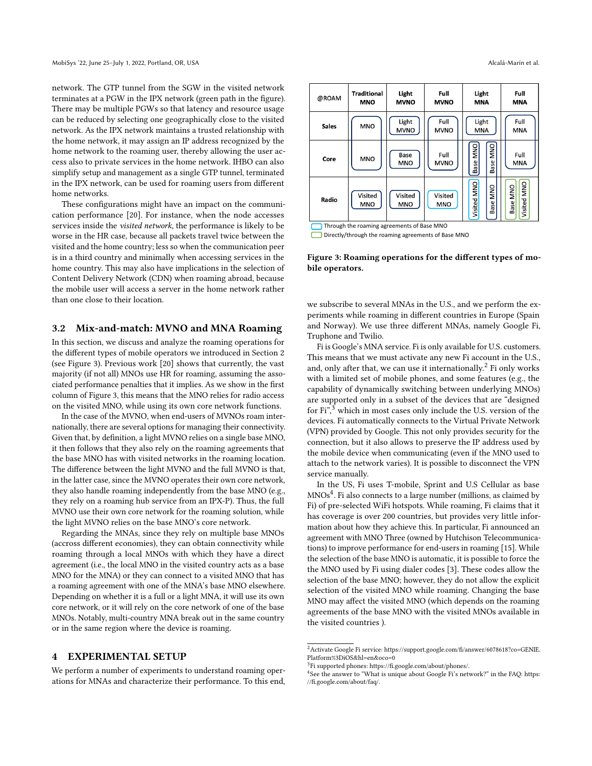network. The GTP tunnel from the SGW in the visited network terminates at a PGW in the IPX network (green path in the figure). There may be multiple PGWs so that latency and resource usage can be reduced by selecting one geographically close to the visited network. As the IPX network maintains a trusted relationship with the home network, it may assign an IP address recognized by the home network to the roaming user, thereby allowing the user access also to private services in the home network. IHBO can also simplify setup and management as a single GTP tunnel, terminated in the IPX network, can be used for roaming users from different home networks.

These configurations might have an impact on the communication performance [20]. For instance, when the node accesses services inside the *visited network*, the performance is likely to be worse in the HR case, because all packets travel twice between the visited and the home country; less so when the communication peer is in a third country and minimally when accessing services in the home country. This may also have implications in the selection of Content Delivery Network (CDN) when roaming abroad, because the mobile user will access a server in the home network rather than one close to their location.

## 3.2 Mix-and-match: MVNO and MNA Roaming

In this section, we discuss and analyze the roaming operations for the different types of mobile operators we introduced in Section 2 (see Figure 3). Previous work [20] shows that currently, the vast majority (if not all) MNOs use HR for roaming, assuming the associated performance penalties that it implies. As we show in the first column of Figure 3, this means that the MNO relies for radio access on the visited MNO, while using its own core network functions.

In the case of the MVNO, when end-users of MVNOs roam internationally, there are several options for managing their connectivity. Given that, by definition, a light MVNO relies on a single base MNO, it then follows that they also rely on the roaming agreements that the base MNO has with visited networks in the roaming location. The difference between the light MVNO and the full MVNO is that, in the latter case, since the MVNO operates their own core network, they also handle roaming independently from the base MNO (e.g., they rely on a roaming hub service from an IPX-P). Thus, the full MVNO use their own core network for the roaming solution, while the light MVNO relies on the base MNO's core network.

Regarding the MNAs, since they rely on multiple base MNOs (accross different economies), they can obtain connectivity while roaming through a local MNOs with which they have a direct agreement (i.e., the local MNO in the visited country acts as a base MNO for the MNA) or they can connect to a visited MNO that has a roaming agreement with one of the MNA's base MNO elsewhere. Depending on whether it is a full or a light MNA, it will use its own core network, or it will rely on the core network of one of the base MNOs. Notably, multi-country MNA break out in the same country or in the same region where the device is roaming.

# 4 EXPERIMENTAL SETUP

We perform a number of experiments to understand roaming operations for MNAs and characterize their performance. To this end,

| @ROAM | Traditional MNO | Light MVNO | Full MVNO | Light MNA | Full MNA |
|---|---|---|---|---|---|
| Sales | MNO | Light MVNO | Full MVNO | Light MNA | Full MNA |
| Core | MNO | Base MNO | Full MVNO | Base MNO / Base MNO | Full MNA |
| Radio | Visited MNO | Visited MNO | Visited MNO | Visited MNO / Base MNO | Base MNO / Visited MNO |

Through the roaming agreements of Base MNO
Directly/through the roaming agreements of Base MNO

**Figure 3: Roaming operations for the different types of mobile operators.**

we subscribe to several MNAs in the U.S., and we perform the experiments while roaming in different countries in Europe (Spain and Norway). We use three different MNAs, namely Google Fi, Truphone and Twilio.

Fi is Google's MNA service. Fi is only available for U.S. customers. This means that we must activate any new Fi account in the U.S., and, only after that, we can use it internationally.[2] Fi only works with a limited set of mobile phones, and some features (e.g., the capability of dynamically switching between underlying MNOs) are supported only in a subset of the devices that are "designed for Fi",[3] which in most cases only include the U.S. version of the devices. Fi automatically connects to the Virtual Private Network (VPN) provided by Google. This not only provides security for the connection, but it also allows to preserve the IP address used by the mobile device when communicating (even if the MNO used to attach to the network varies). It is possible to disconnect the VPN service manually.

In the US, Fi uses T-mobile, Sprint and U.S Cellular as base MNOs[4]. Fi also connects to a large number (millions, as claimed by Fi) of pre-selected WiFi hotspots. While roaming, Fi claims that it has coverage is over 200 countries, but provides very little information about how they achieve this. In particular, Fi announced an agreement with MNO Three (owned by Hutchison Telecommunications) to improve performance for end-users in roaming [15]. While the selection of the base MNO is automatic, it is possible to force the the MNO used by Fi using dialer codes [3]. These codes allow the selection of the base MNO; however, they do not allow the explicit selection of the visited MNO while roaming. Changing the base MNO may affect the visited MNO (which depends on the roaming agreements of the base MNO with the visited MNOs available in the visited countries ).

---

[2] Activate Google Fi service: https://support.google.com/fi/answer/6078618?co=GENIE.Platform%3DiOS&hl=en&oco=0

[3] Fi supported phones: https://fi.google.com/about/phones/.

[4] See the answer to "What is unique about Google Fi's network?" in the FAQ: https://fi.google.com/about/faq/.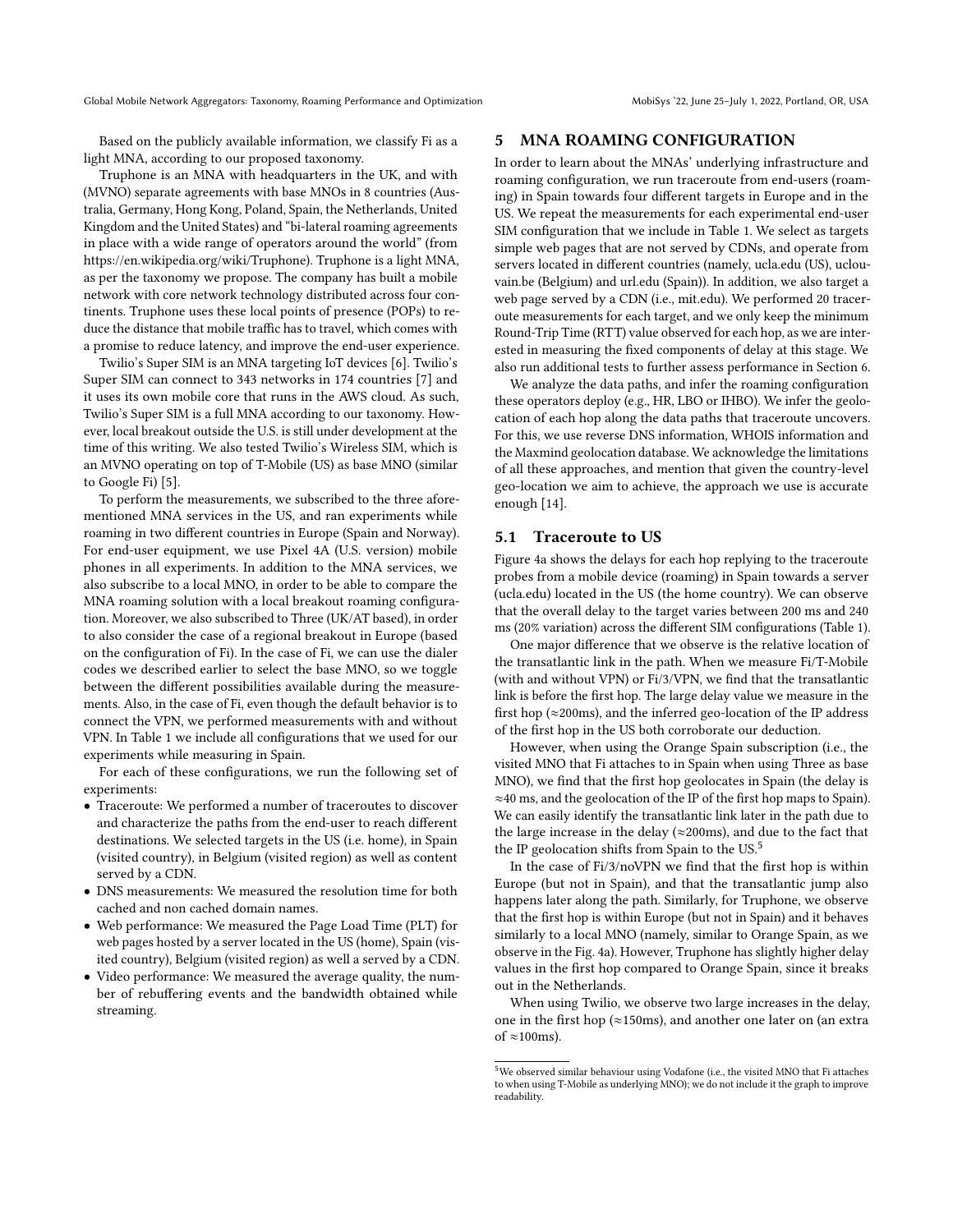Based on the publicly available information, we classify Fi as a light MNA, according to our proposed taxonomy.

Truphone is an MNA with headquarters in the UK, and with (MVNO) separate agreements with base MNOs in 8 countries (Australia, Germany, Hong Kong, Poland, Spain, the Netherlands, United Kingdom and the United States) and "bi-lateral roaming agreements in place with a wide range of operators around the world" (from https://en.wikipedia.org/wiki/Truphone). Truphone is a light MNA, as per the taxonomy we propose. The company has built a mobile network with core network technology distributed across four continents. Truphone uses these local points of presence (POPs) to reduce the distance that mobile traffic has to travel, which comes with a promise to reduce latency, and improve the end-user experience.

Twilio's Super SIM is an MNA targeting IoT devices [6]. Twilio's Super SIM can connect to 343 networks in 174 countries [7] and it uses its own mobile core that runs in the AWS cloud. As such, Twilio's Super SIM is a full MNA according to our taxonomy. However, local breakout outside the U.S. is still under development at the time of this writing. We also tested Twilio's Wireless SIM, which is an MVNO operating on top of T-Mobile (US) as base MNO (similar to Google Fi) [5].

To perform the measurements, we subscribed to the three aforementioned MNA services in the US, and ran experiments while roaming in two different countries in Europe (Spain and Norway). For end-user equipment, we use Pixel 4A (U.S. version) mobile phones in all experiments. In addition to the MNA services, we also subscribe to a local MNO, in order to be able to compare the MNA roaming solution with a local breakout roaming configuration. Moreover, we also subscribed to Three (UK/AT based), in order to also consider the case of a regional breakout in Europe (based on the configuration of Fi). In the case of Fi, we can use the dialer codes we described earlier to select the base MNO, so we toggle between the different possibilities available during the measurements. Also, in the case of Fi, even though the default behavior is to connect the VPN, we performed measurements with and without VPN. In Table 1 we include all configurations that we used for our experiments while measuring in Spain.

For each of these configurations, we run the following set of experiments:

- Traceroute: We performed a number of traceroutes to discover and characterize the paths from the end-user to reach different destinations. We selected targets in the US (i.e. home), in Spain (visited country), in Belgium (visited region) as well as content served by a CDN.
- DNS measurements: We measured the resolution time for both cached and non cached domain names.
- Web performance: We measured the Page Load Time (PLT) for web pages hosted by a server located in the US (home), Spain (visited country), Belgium (visited region) as well a served by a CDN.
- Video performance: We measured the average quality, the number of rebuffering events and the bandwidth obtained while streaming.

## 5 MNA ROAMING CONFIGURATION

In order to learn about the MNAs' underlying infrastructure and roaming configuration, we run traceroute from end-users (roaming) in Spain towards four different targets in Europe and in the US. We repeat the measurements for each experimental end-user SIM configuration that we include in Table 1. We select as targets simple web pages that are not served by CDNs, and operate from servers located in different countries (namely, ucla.edu (US), uclouvain.be (Belgium) and url.edu (Spain)). In addition, we also target a web page served by a CDN (i.e., mit.edu). We performed 20 traceroute measurements for each target, and we only keep the minimum Round-Trip Time (RTT) value observed for each hop, as we are interested in measuring the fixed components of delay at this stage. We also run additional tests to further assess performance in Section 6.

We analyze the data paths, and infer the roaming configuration these operators deploy (e.g., HR, LBO or IHBO). We infer the geolocation of each hop along the data paths that traceroute uncovers. For this, we use reverse DNS information, WHOIS information and the Maxmind geolocation database. We acknowledge the limitations of all these approaches, and mention that given the country-level geo-location we aim to achieve, the approach we use is accurate enough [14].

### 5.1 Traceroute to US

Figure 4a shows the delays for each hop replying to the traceroute probes from a mobile device (roaming) in Spain towards a server (ucla.edu) located in the US (the home country). We can observe that the overall delay to the target varies between 200 ms and 240 ms (20% variation) across the different SIM configurations (Table 1).

One major difference that we observe is the relative location of the transatlantic link in the path. When we measure Fi/T-Mobile (with and without VPN) or Fi/3/VPN, we find that the transatlantic link is before the first hop. The large delay value we measure in the first hop (≈200ms), and the inferred geo-location of the IP address of the first hop in the US both corroborate our deduction.

However, when using the Orange Spain subscription (i.e., the visited MNO that Fi attaches to in Spain when using Three as base MNO), we find that the first hop geolocates in Spain (the delay is ≈40 ms, and the geolocation of the IP of the first hop maps to Spain). We can easily identify the transatlantic link later in the path due to the large increase in the delay (≈200ms), and due to the fact that the IP geolocation shifts from Spain to the US.[5]

In the case of Fi/3/noVPN we find that the first hop is within Europe (but not in Spain), and that the transatlantic jump also happens later along the path. Similarly, for Truphone, we observe that the first hop is within Europe (but not in Spain) and it behaves similarly to a local MNO (namely, similar to Orange Spain, as we observe in the Fig. 4a). However, Truphone has slightly higher delay values in the first hop compared to Orange Spain, since it breaks out in the Netherlands.

When using Twilio, we observe two large increases in the delay, one in the first hop (≈150ms), and another one later on (an extra of ≈100ms).

[5] We observed similar behaviour using Vodafone (i.e., the visited MNO that Fi attaches to when using T-Mobile as underlying MNO); we do not include it the graph to improve readability.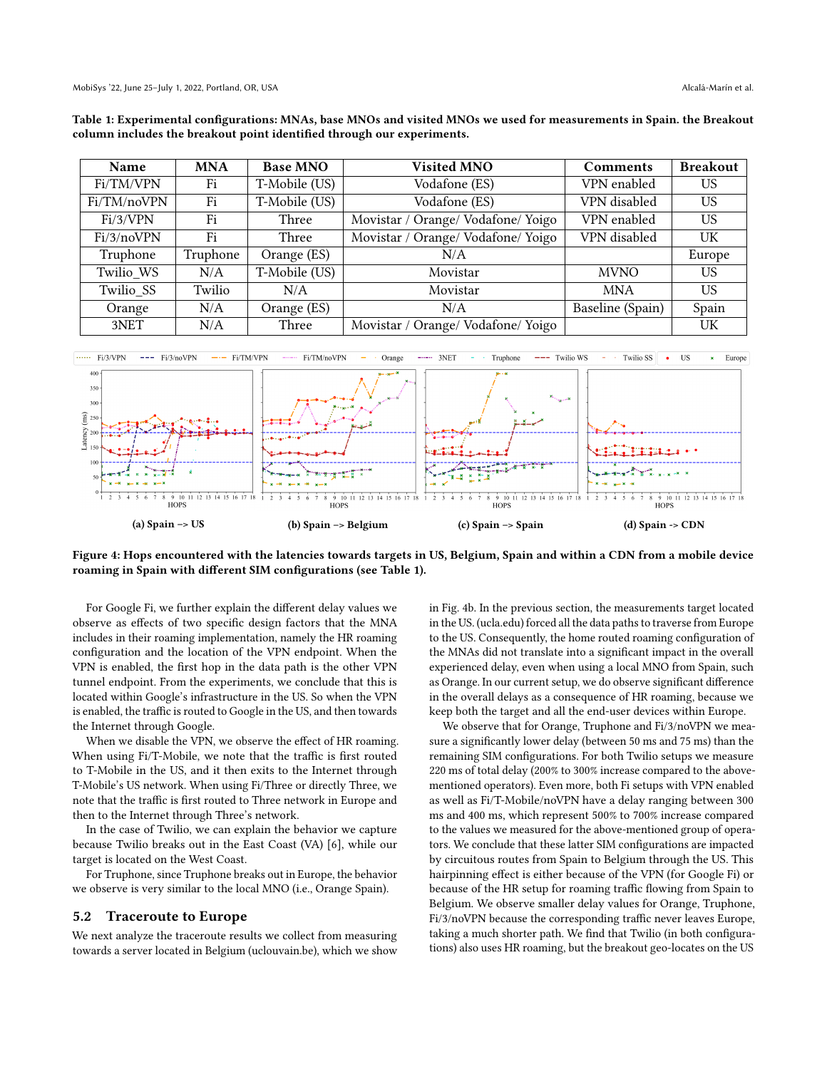**Table 1: Experimental configurations: MNAs, base MNOs and visited MNOs we used for measurements in Spain. the Breakout column includes the breakout point identified through our experiments.**

| Name | MNA | Base MNO | Visited MNO | Comments | Breakout |
|---|---|---|---|---|---|
| Fi/TM/VPN | Fi | T-Mobile (US) | Vodafone (ES) | VPN enabled | US |
| Fi/TM/noVPN | Fi | T-Mobile (US) | Vodafone (ES) | VPN disabled | US |
| Fi/3/VPN | Fi | Three | Movistar / Orange/ Vodafone/ Yoigo | VPN enabled | US |
| Fi/3/noVPN | Fi | Three | Movistar / Orange/ Vodafone/ Yoigo | VPN disabled | UK |
| Truphone | Truphone | Orange (ES) | N/A | | Europe |
| Twilio_WS | N/A | T-Mobile (US) | Movistar | MVNO | US |
| Twilio_SS | Twilio | N/A | Movistar | MNA | US |
| Orange | N/A | Orange (ES) | N/A | Baseline (Spain) | Spain |
| 3NET | N/A | Three | Movistar / Orange/ Vodafone/ Yoigo | | UK |

**Figure 4: Hops encountered with the latencies towards targets in US, Belgium, Spain and within a CDN from a mobile device roaming in Spain with different SIM configurations (see Table 1).** (a) Spain –> US (b) Spain –> Belgium (c) Spain –> Spain (d) Spain -> CDN

For Google Fi, we further explain the different delay values we observe as effects of two specific design factors that the MNA includes in their roaming implementation, namely the HR roaming configuration and the location of the VPN endpoint. When the VPN is enabled, the first hop in the data path is the other VPN tunnel endpoint. From the experiments, we conclude that this is located within Google's infrastructure in the US. So when the VPN is enabled, the traffic is routed to Google in the US, and then towards the Internet through Google.

When we disable the VPN, we observe the effect of HR roaming. When using Fi/T-Mobile, we note that the traffic is first routed to T-Mobile in the US, and it then exits to the Internet through T-Mobile's US network. When using Fi/Three or directly Three, we note that the traffic is first routed to Three network in Europe and then to the Internet through Three's network.

In the case of Twilio, we can explain the behavior we capture because Twilio breaks out in the East Coast (VA) [6], while our target is located on the West Coast.

For Truphone, since Truphone breaks out in Europe, the behavior we observe is very similar to the local MNO (i.e., Orange Spain).

## 5.2 Traceroute to Europe

We next analyze the traceroute results we collect from measuring towards a server located in Belgium (uclouvain.be), which we show in Fig. 4b. In the previous section, the measurements target located in the US. (ucla.edu) forced all the data paths to traverse from Europe to the US. Consequently, the home routed roaming configuration of the MNAs did not translate into a significant impact in the overall experienced delay, even when using a local MNO from Spain, such as Orange. In our current setup, we do observe significant difference in the overall delays as a consequence of HR roaming, because we keep both the target and all the end-user devices within Europe.

We observe that for Orange, Truphone and Fi/3/noVPN we measure a significantly lower delay (between 50 ms and 75 ms) than the remaining SIM configurations. For both Twilio setups we measure 220 ms of total delay (200% to 300% increase compared to the above-mentioned operators). Even more, both Fi setups with VPN enabled as well as Fi/T-Mobile/noVPN have a delay ranging between 300 ms and 400 ms, which represent 500% to 700% increase compared to the values we measured for the above-mentioned group of operators. We conclude that these latter SIM configurations are impacted by circuitous routes from Spain to Belgium through the US. This hairpinning effect is either because of the VPN (for Google Fi) or because of the HR setup for roaming traffic flowing from Spain to Belgium. We observe smaller delay values for Orange, Truphone, Fi/3/noVPN because the corresponding traffic never leaves Europe, taking a much shorter path. We find that Twilio (in both configurations) also uses HR roaming, but the breakout geo-locates on the US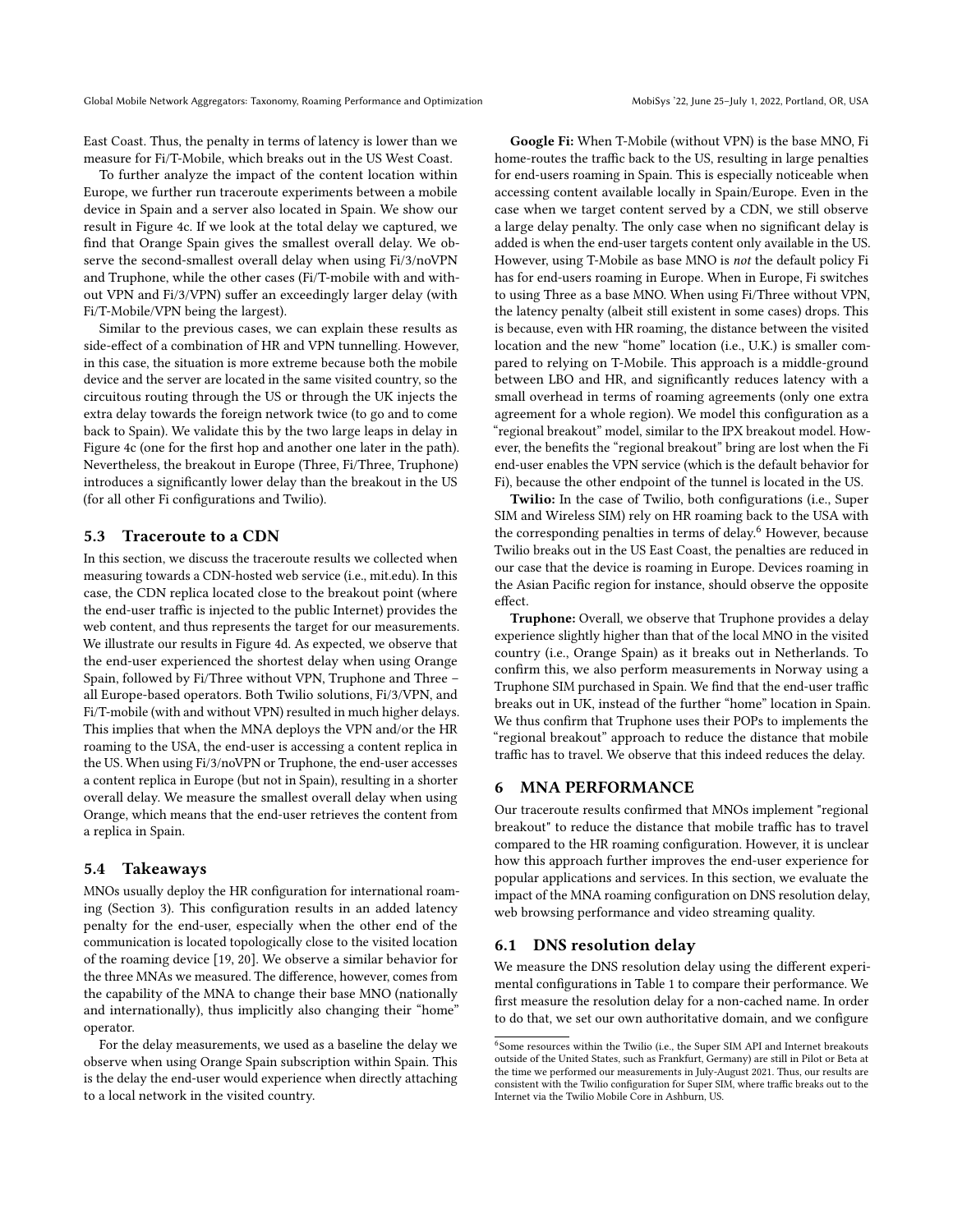East Coast. Thus, the penalty in terms of latency is lower than we measure for Fi/T-Mobile, which breaks out in the US West Coast.

To further analyze the impact of the content location within Europe, we further run traceroute experiments between a mobile device in Spain and a server also located in Spain. We show our result in Figure 4c. If we look at the total delay we captured, we find that Orange Spain gives the smallest overall delay. We observe the second-smallest overall delay when using Fi/3/noVPN and Truphone, while the other cases (Fi/T-mobile with and without VPN and Fi/3/VPN) suffer an exceedingly larger delay (with Fi/T-Mobile/VPN being the largest).

Similar to the previous cases, we can explain these results as side-effect of a combination of HR and VPN tunnelling. However, in this case, the situation is more extreme because both the mobile device and the server are located in the same visited country, so the circuitous routing through the US or through the UK injects the extra delay towards the foreign network twice (to go and to come back to Spain). We validate this by the two large leaps in delay in Figure 4c (one for the first hop and another one later in the path). Nevertheless, the breakout in Europe (Three, Fi/Three, Truphone) introduces a significantly lower delay than the breakout in the US (for all other Fi configurations and Twilio).

### 5.3 Traceroute to a CDN

In this section, we discuss the traceroute results we collected when measuring towards a CDN-hosted web service (i.e., mit.edu). In this case, the CDN replica located close to the breakout point (where the end-user traffic is injected to the public Internet) provides the web content, and thus represents the target for our measurements. We illustrate our results in Figure 4d. As expected, we observe that the end-user experienced the shortest delay when using Orange Spain, followed by Fi/Three without VPN, Truphone and Three – all Europe-based operators. Both Twilio solutions, Fi/3/VPN, and Fi/T-mobile (with and without VPN) resulted in much higher delays. This implies that when the MNA deploys the VPN and/or the HR roaming to the USA, the end-user is accessing a content replica in the US. When using Fi/3/noVPN or Truphone, the end-user accesses a content replica in Europe (but not in Spain), resulting in a shorter overall delay. We measure the smallest overall delay when using Orange, which means that the end-user retrieves the content from a replica in Spain.

### 5.4 Takeaways

MNOs usually deploy the HR configuration for international roaming (Section 3). This configuration results in an added latency penalty for the end-user, especially when the other end of the communication is located topologically close to the visited location of the roaming device [19, 20]. We observe a similar behavior for the three MNAs we measured. The difference, however, comes from the capability of the MNA to change their base MNO (nationally and internationally), thus implicitly also changing their "home" operator.

For the delay measurements, we used as a baseline the delay we observe when using Orange Spain subscription within Spain. This is the delay the end-user would experience when directly attaching to a local network in the visited country.

**Google Fi:** When T-Mobile (without VPN) is the base MNO, Fi home-routes the traffic back to the US, resulting in large penalties for end-users roaming in Spain. This is especially noticeable when accessing content available locally in Spain/Europe. Even in the case when we target content served by a CDN, we still observe a large delay penalty. The only case when no significant delay is added is when the end-user targets content only available in the US. However, using T-Mobile as base MNO is *not* the default policy Fi has for end-users roaming in Europe. When in Europe, Fi switches to using Three as a base MNO. When using Fi/Three without VPN, the latency penalty (albeit still existent in some cases) drops. This is because, even with HR roaming, the distance between the visited location and the new "home" location (i.e., U.K.) is smaller compared to relying on T-Mobile. This approach is a middle-ground between LBO and HR, and significantly reduces latency with a small overhead in terms of roaming agreements (only one extra agreement for a whole region). We model this configuration as a "regional breakout" model, similar to the IPX breakout model. However, the benefits the "regional breakout" bring are lost when the Fi end-user enables the VPN service (which is the default behavior for Fi), because the other endpoint of the tunnel is located in the US.

**Twilio:** In the case of Twilio, both configurations (i.e., Super SIM and Wireless SIM) rely on HR roaming back to the USA with the corresponding penalties in terms of delay.[6] However, because Twilio breaks out in the US East Coast, the penalties are reduced in our case that the device is roaming in Europe. Devices roaming in the Asian Pacific region for instance, should observe the opposite effect.

**Truphone:** Overall, we observe that Truphone provides a delay experience slightly higher than that of the local MNO in the visited country (i.e., Orange Spain) as it breaks out in Netherlands. To confirm this, we also perform measurements in Norway using a Truphone SIM purchased in Spain. We find that the end-user traffic breaks out in UK, instead of the further "home" location in Spain. We thus confirm that Truphone uses their POPs to implements the "regional breakout" approach to reduce the distance that mobile traffic has to travel. We observe that this indeed reduces the delay.

## 6 MNA PERFORMANCE

Our traceroute results confirmed that MNOs implement "regional breakout" to reduce the distance that mobile traffic has to travel compared to the HR roaming configuration. However, it is unclear how this approach further improves the end-user experience for popular applications and services. In this section, we evaluate the impact of the MNA roaming configuration on DNS resolution delay, web browsing performance and video streaming quality.

### 6.1 DNS resolution delay

We measure the DNS resolution delay using the different experimental configurations in Table 1 to compare their performance. We first measure the resolution delay for a non-cached name. In order to do that, we set our own authoritative domain, and we configure

[6] Some resources within the Twilio (i.e., the Super SIM API and Internet breakouts outside of the United States, such as Frankfurt, Germany) are still in Pilot or Beta at the time we performed our measurements in July-August 2021. Thus, our results are consistent with the Twilio configuration for Super SIM, where traffic breaks out to the Internet via the Twilio Mobile Core in Ashburn, US.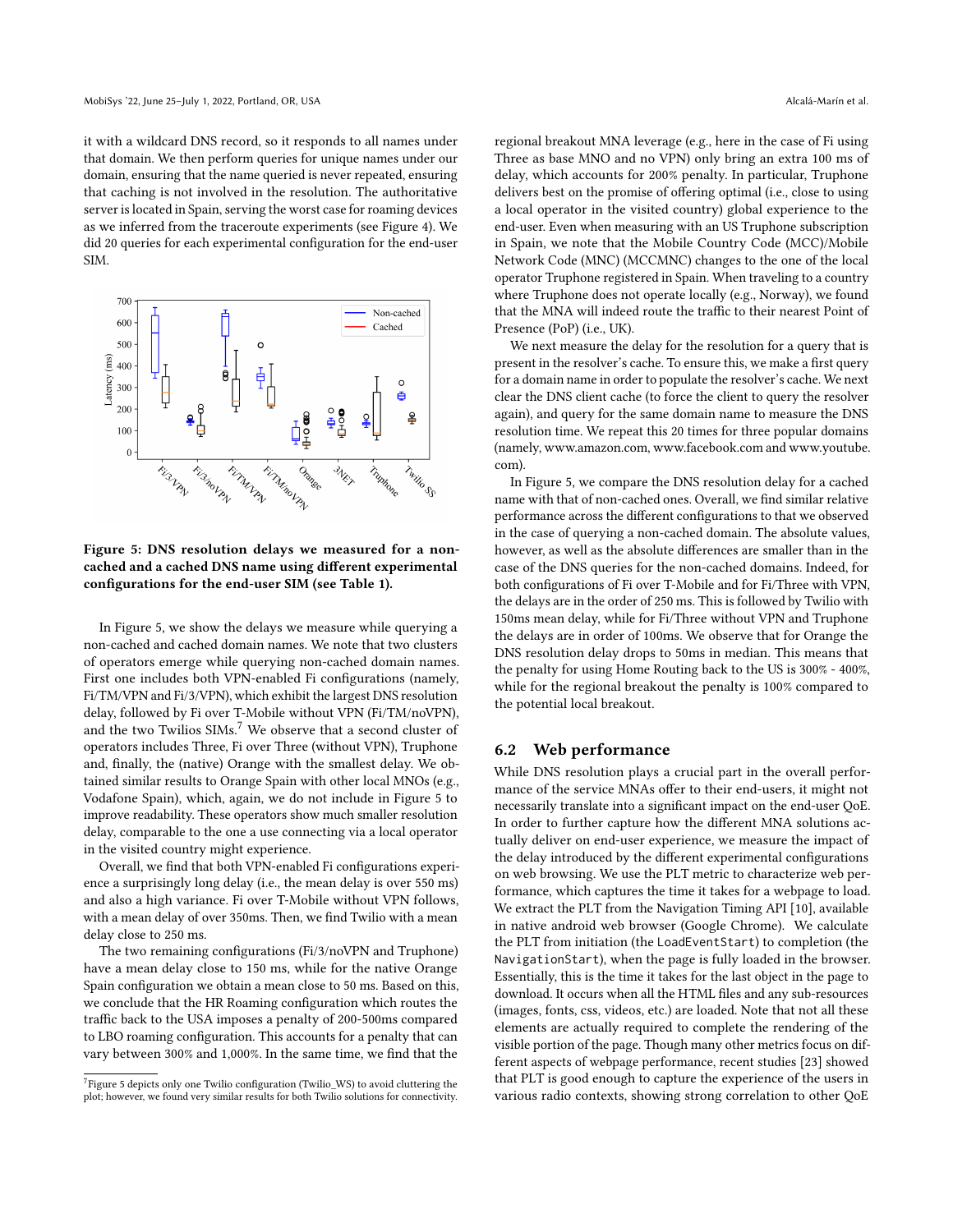it with a wildcard DNS record, so it responds to all names under that domain. We then perform queries for unique names under our domain, ensuring that the name queried is never repeated, ensuring that caching is not involved in the resolution. The authoritative server is located in Spain, serving the worst case for roaming devices as we inferred from the traceroute experiments (see Figure 4). We did 20 queries for each experimental configuration for the end-user SIM.

**Figure 5: DNS resolution delays we measured for a non-cached and a cached DNS name using different experimental configurations for the end-user SIM (see Table 1).**

In Figure 5, we show the delays we measure while querying a non-cached and cached domain names. We note that two clusters of operators emerge while querying non-cached domain names. First one includes both VPN-enabled Fi configurations (namely, Fi/TM/VPN and Fi/3/VPN), which exhibit the largest DNS resolution delay, followed by Fi over T-Mobile without VPN (Fi/TM/noVPN), and the two Twilios SIMs.[7] We observe that a second cluster of operators includes Three, Fi over Three (without VPN), Truphone and, finally, the (native) Orange with the smallest delay. We obtained similar results to Orange Spain with other local MNOs (e.g., Vodafone Spain), which, again, we do not include in Figure 5 to improve readability. These operators show much smaller resolution delay, comparable to the one a use connecting via a local operator in the visited country might experience.

Overall, we find that both VPN-enabled Fi configurations experience a surprisingly long delay (i.e., the mean delay is over 550 ms) and also a high variance. Fi over T-Mobile without VPN follows, with a mean delay of over 350ms. Then, we find Twilio with a mean delay close to 250 ms.

The two remaining configurations (Fi/3/noVPN and Truphone) have a mean delay close to 150 ms, while for the native Orange Spain configuration we obtain a mean close to 50 ms. Based on this, we conclude that the HR Roaming configuration which routes the traffic back to the USA imposes a penalty of 200-500ms compared to LBO roaming configuration. This accounts for a penalty that can vary between 300% and 1,000%. In the same time, we find that the regional breakout MNA leverage (e.g., here in the case of Fi using Three as base MNO and no VPN) only bring an extra 100 ms of delay, which accounts for 200% penalty. In particular, Truphone delivers best on the promise of offering optimal (i.e., close to using a local operator in the visited country) global experience to the end-user. Even when measuring with an US Truphone subscription in Spain, we note that the Mobile Country Code (MCC)/Mobile Network Code (MNC) (MCCMNC) changes to the one of the local operator Truphone registered in Spain. When traveling to a country where Truphone does not operate locally (e.g., Norway), we found that the MNA will indeed route the traffic to their nearest Point of Presence (PoP) (i.e., UK).

We next measure the delay for the resolution for a query that is present in the resolver's cache. To ensure this, we make a first query for a domain name in order to populate the resolver's cache. We next clear the DNS client cache (to force the client to query the resolver again), and query for the same domain name to measure the DNS resolution time. We repeat this 20 times for three popular domains (namely, www.amazon.com, www.facebook.com and www.youtube.com).

In Figure 5, we compare the DNS resolution delay for a cached name with that of non-cached ones. Overall, we find similar relative performance across the different configurations to that we observed in the case of querying a non-cached domain. The absolute values, however, as well as the absolute differences are smaller than in the case of the DNS queries for the non-cached domains. Indeed, for both configurations of Fi over T-Mobile and for Fi/Three with VPN, the delays are in the order of 250 ms. This is followed by Twilio with 150ms mean delay, while for Fi/Three without VPN and Truphone the delays are in order of 100ms. We observe that for Orange the DNS resolution delay drops to 50ms in median. This means that the penalty for using Home Routing back to the US is 300% - 400%, while for the regional breakout the penalty is 100% compared to the potential local breakout.

## 6.2 Web performance

While DNS resolution plays a crucial part in the overall performance of the service MNAs offer to their end-users, it might not necessarily translate into a significant impact on the end-user QoE. In order to further capture how the different MNA solutions actually deliver on end-user experience, we measure the impact of the delay introduced by the different experimental configurations on web browsing. We use the PLT metric to characterize web performance, which captures the time it takes for a webpage to load. We extract the PLT from the Navigation Timing API [10], available in native android web browser (Google Chrome). We calculate the PLT from initiation (the `LoadEventStart`) to completion (the `NavigationStart`), when the page is fully loaded in the browser. Essentially, this is the time it takes for the last object in the page to download. It occurs when all the HTML files and any sub-resources (images, fonts, css, videos, etc.) are loaded. Note that not all these elements are actually required to complete the rendering of the visible portion of the page. Though many other metrics focus on different aspects of webpage performance, recent studies [23] showed that PLT is good enough to capture the experience of the users in various radio contexts, showing strong correlation to other QoE

[7] Figure 5 depicts only one Twilio configuration (Twilio_WS) to avoid cluttering the plot; however, we found very similar results for both Twilio solutions for connectivity.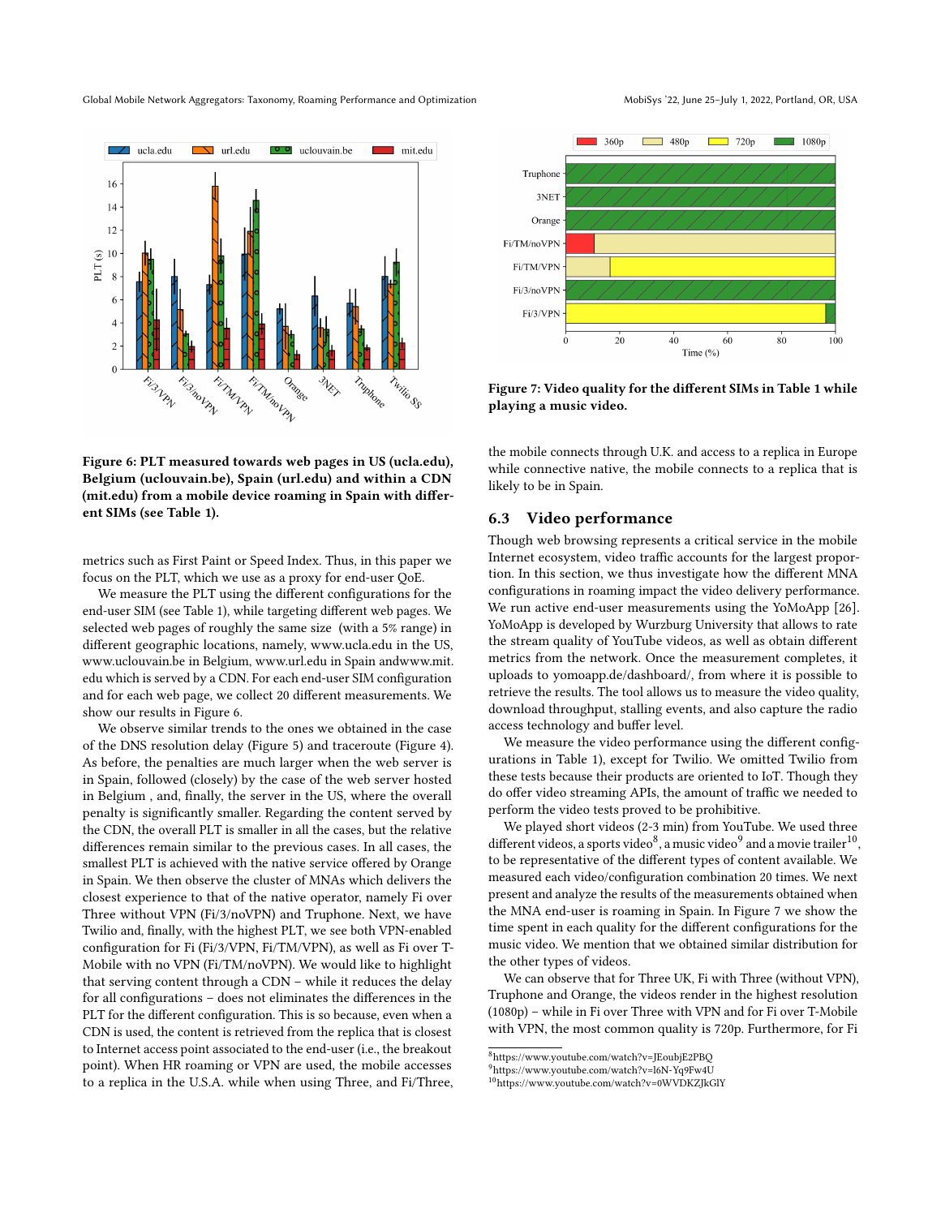Figure 6: PLT measured towards web pages in US (ucla.edu), Belgium (uclouvain.be), Spain (url.edu) and within a CDN (mit.edu) from a mobile device roaming in Spain with different SIMs (see Table 1).

metrics such as First Paint or Speed Index. Thus, in this paper we focus on the PLT, which we use as a proxy for end-user QoE.

We measure the PLT using the different configurations for the end-user SIM (see Table 1), while targeting different web pages. We selected web pages of roughly the same size (with a 5% range) in different geographic locations, namely, www.ucla.edu in the US, www.uclouvain.be in Belgium, www.url.edu in Spain andwww.mit.edu which is served by a CDN. For each end-user SIM configuration and for each web page, we collect 20 different measurements. We show our results in Figure 6.

We observe similar trends to the ones we obtained in the case of the DNS resolution delay (Figure 5) and traceroute (Figure 4). As before, the penalties are much larger when the web server is in Spain, followed (closely) by the case of the web server hosted in Belgium , and, finally, the server in the US, where the overall penalty is significantly smaller. Regarding the content served by the CDN, the overall PLT is smaller in all the cases, but the relative differences remain similar to the previous cases. In all cases, the smallest PLT is achieved with the native service offered by Orange in Spain. We then observe the cluster of MNAs which delivers the closest experience to that of the native operator, namely Fi over Three without VPN (Fi/3/noVPN) and Truphone. Next, we have Twilio and, finally, with the highest PLT, we see both VPN-enabled configuration for Fi (Fi/3/VPN, Fi/TM/VPN), as well as Fi over T-Mobile with no VPN (Fi/TM/noVPN). We would like to highlight that serving content through a CDN – while it reduces the delay for all configurations – does not eliminates the differences in the PLT for the different configuration. This is so because, even when a CDN is used, the content is retrieved from the replica that is closest to Internet access point associated to the end-user (i.e., the breakout point). When HR roaming or VPN are used, the mobile accesses to a replica in the U.S.A. while when using Three, and Fi/Three, the mobile connects through U.K. and access to a replica in Europe while connective native, the mobile connects to a replica that is likely to be in Spain.

Figure 7: Video quality for the different SIMs in Table 1 while playing a music video.

## 6.3 Video performance

Though web browsing represents a critical service in the mobile Internet ecosystem, video traffic accounts for the largest proportion. In this section, we thus investigate how the different MNA configurations in roaming impact the video delivery performance. We run active end-user measurements using the YoMoApp [26]. YoMoApp is developed by Wurzburg University that allows to rate the stream quality of YouTube videos, as well as obtain different metrics from the network. Once the measurement completes, it uploads to yomoapp.de/dashboard/, from where it is possible to retrieve the results. The tool allows us to measure the video quality, download throughput, stalling events, and also capture the radio access technology and buffer level.

We measure the video performance using the different configurations in Table 1), except for Twilio. We omitted Twilio from these tests because their products are oriented to IoT. Though they do offer video streaming APIs, the amount of traffic we needed to perform the video tests proved to be prohibitive.

We played short videos (2-3 min) from YouTube. We used three different videos, a sports video[8], a music video[9] and a movie trailer[10], to be representative of the different types of content available. We measured each video/configuration combination 20 times. We next present and analyze the results of the measurements obtained when the MNA end-user is roaming in Spain. In Figure 7 we show the time spent in each quality for the different configurations for the music video. We mention that we obtained similar distribution for the other types of videos.

We can observe that for Three UK, Fi with Three (without VPN), Truphone and Orange, the videos render in the highest resolution (1080p) – while in Fi over Three with VPN and for Fi over T-Mobile with VPN, the most common quality is 720p. Furthermore, for Fi

[8] https://www.youtube.com/watch?v=JEoubjE2PBQ
[9] https://www.youtube.com/watch?v=I6N-Yq9Fw4U
[10] https://www.youtube.com/watch?v=0WVDKZJkGlY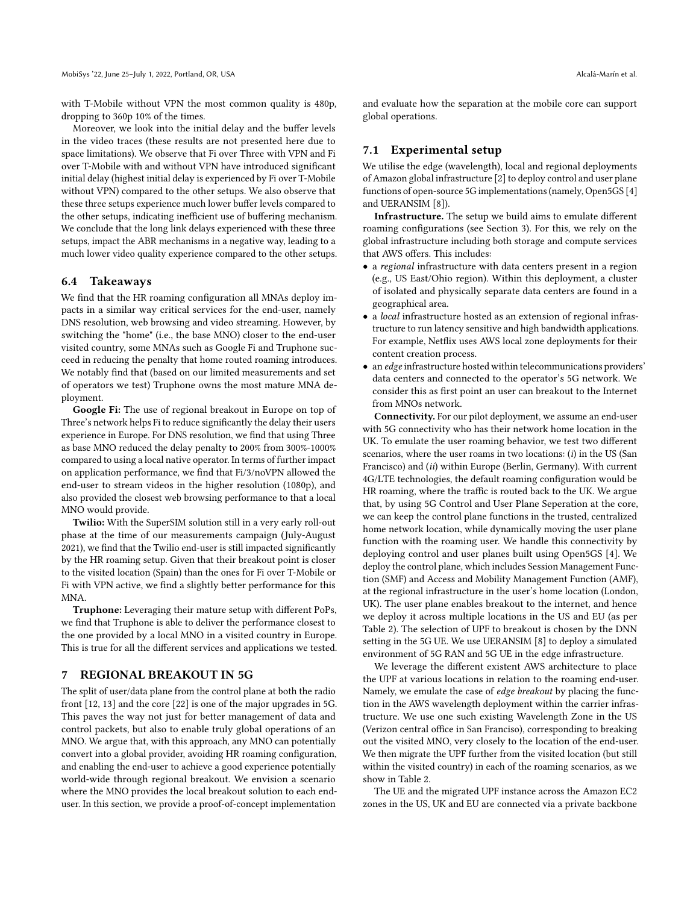with T-Mobile without VPN the most common quality is 480p, dropping to 360p 10% of the times.

Moreover, we look into the initial delay and the buffer levels in the video traces (these results are not presented here due to space limitations). We observe that Fi over Three with VPN and Fi over T-Mobile with and without VPN have introduced significant initial delay (highest initial delay is experienced by Fi over T-Mobile without VPN) compared to the other setups. We also observe that these three setups experience much lower buffer levels compared to the other setups, indicating inefficient use of buffering mechanism. We conclude that the long link delays experienced with these three setups, impact the ABR mechanisms in a negative way, leading to a much lower video quality experience compared to the other setups.

### 6.4 Takeaways

We find that the HR roaming configuration all MNAs deploy impacts in a similar way critical services for the end-user, namely DNS resolution, web browsing and video streaming. However, by switching the "home" (i.e., the base MNO) closer to the end-user visited country, some MNAs such as Google Fi and Truphone succeed in reducing the penalty that home routed roaming introduces. We notably find that (based on our limited measurements and set of operators we test) Truphone owns the most mature MNA deployment.

**Google Fi:** The use of regional breakout in Europe on top of Three's network helps Fi to reduce significantly the delay their users experience in Europe. For DNS resolution, we find that using Three as base MNO reduced the delay penalty to 200% from 300%-1000% compared to using a local native operator. In terms of further impact on application performance, we find that Fi/3/noVPN allowed the end-user to stream videos in the higher resolution (1080p), and also provided the closest web browsing performance to that a local MNO would provide.

**Twilio:** With the SuperSIM solution still in a very early roll-out phase at the time of our measurements campaign (July-August 2021), we find that the Twilio end-user is still impacted significantly by the HR roaming setup. Given that their breakout point is closer to the visited location (Spain) than the ones for Fi over T-Mobile or Fi with VPN active, we find a slightly better performance for this MNA.

**Truphone:** Leveraging their mature setup with different PoPs, we find that Truphone is able to deliver the performance closest to the one provided by a local MNO in a visited country in Europe. This is true for all the different services and applications we tested.

## 7 REGIONAL BREAKOUT IN 5G

The split of user/data plane from the control plane at both the radio front [12, 13] and the core [22] is one of the major upgrades in 5G. This paves the way not just for better management of data and control packets, but also to enable truly global operations of an MNO. We argue that, with this approach, any MNO can potentially convert into a global provider, avoiding HR roaming configuration, and enabling the end-user to achieve a good experience potentially world-wide through regional breakout. We envision a scenario where the MNO provides the local breakout solution to each end-user. In this section, we provide a proof-of-concept implementation and evaluate how the separation at the mobile core can support global operations.

### 7.1 Experimental setup

We utilise the edge (wavelength), local and regional deployments of Amazon global infrastructure [2] to deploy control and user plane functions of open-source 5G implementations (namely, Open5GS [4] and UERANSIM [8]).

**Infrastructure.** The setup we build aims to emulate different roaming configurations (see Section 3). For this, we rely on the global infrastructure including both storage and compute services that AWS offers. This includes:

- a *regional* infrastructure with data centers present in a region (e.g., US East/Ohio region). Within this deployment, a cluster of isolated and physically separate data centers are found in a geographical area.
- a *local* infrastructure hosted as an extension of regional infrastructure to run latency sensitive and high bandwidth applications. For example, Netflix uses AWS local zone deployments for their content creation process.
- an *edge* infrastructure hosted within telecommunications providers' data centers and connected to the operator's 5G network. We consider this as first point an user can breakout to the Internet from MNOs network.

**Connectivity.** For our pilot deployment, we assume an end-user with 5G connectivity who has their network home location in the UK. To emulate the user roaming behavior, we test two different scenarios, where the user roams in two locations: (*i*) in the US (San Francisco) and (*ii*) within Europe (Berlin, Germany). With current 4G/LTE technologies, the default roaming configuration would be HR roaming, where the traffic is routed back to the UK. We argue that, by using 5G Control and User Plane Seperation at the core, we can keep the control plane functions in the trusted, centralized home network location, while dynamically moving the user plane function with the roaming user. We handle this connectivity by deploying control and user planes built using Open5GS [4]. We deploy the control plane, which includes Session Management Function (SMF) and Access and Mobility Management Function (AMF), at the regional infrastructure in the user's home location (London, UK). The user plane enables breakout to the internet, and hence we deploy it across multiple locations in the US and EU (as per Table 2). The selection of UPF to breakout is chosen by the DNN setting in the 5G UE. We use UERANSIM [8] to deploy a simulated environment of 5G RAN and 5G UE in the edge infrastructure.

We leverage the different existent AWS architecture to place the UPF at various locations in relation to the roaming end-user. Namely, we emulate the case of *edge breakout* by placing the function in the AWS wavelength deployment within the carrier infrastructure. We use one such existing Wavelength Zone in the US (Verizon central office in San Franciso), corresponding to breaking out the visited MNO, very closely to the location of the end-user. We then migrate the UPF further from the visited location (but still within the visited country) in each of the roaming scenarios, as we show in Table 2.

The UE and the migrated UPF instance across the Amazon EC2 zones in the US, UK and EU are connected via a private backbone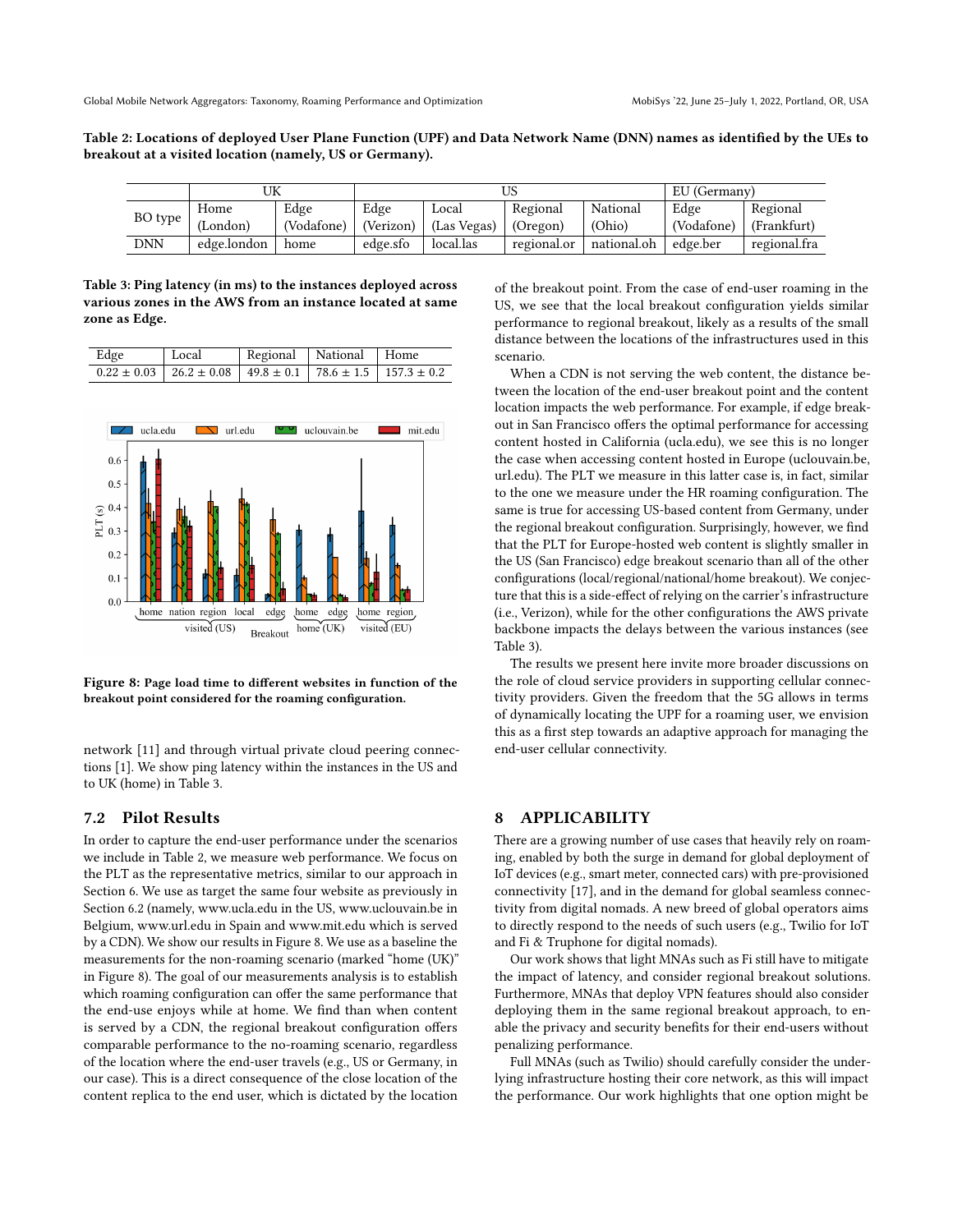**Table 2: Locations of deployed User Plane Function (UPF) and Data Network Name (DNN) names as identified by the UEs to breakout at a visited location (namely, US or Germany).**

| BO type | UK | | US | | | | EU (Germany) | |
|---|---|---|---|---|---|---|---|---|
| | Home (London) | Edge (Vodafone) | Edge (Verizon) | Local (Las Vegas) | Regional (Oregon) | National (Ohio) | Edge (Vodafone) | Regional (Frankfurt) |
| DNN | edge.london | home | edge.sfo | local.las | regional.or | national.oh | edge.ber | regional.fra |

**Table 3: Ping latency (in ms) to the instances deployed across various zones in the AWS from an instance located at same zone as Edge.**

| Edge | Local | Regional | National | Home |
|---|---|---|---|---|
| 0.22 ± 0.03 | 26.2 ± 0.08 | 49.8 ± 0.1 | 78.6 ± 1.5 | 157.3 ± 0.2 |

**Figure 8: Page load time to different websites in function of the breakout point considered for the roaming configuration.**

network [11] and through virtual private cloud peering connections [1]. We show ping latency within the instances in the US and to UK (home) in Table 3.

## 7.2 Pilot Results

In order to capture the end-user performance under the scenarios we include in Table 2, we measure web performance. We focus on the PLT as the representative metrics, similar to our approach in Section 6. We use as target the same four website as previously in Section 6.2 (namely, www.ucla.edu in the US, www.uclouvain.be in Belgium, www.url.edu in Spain and www.mit.edu which is served by a CDN). We show our results in Figure 8. We use as a baseline the measurements for the non-roaming scenario (marked "home (UK)" in Figure 8). The goal of our measurements analysis is to establish which roaming configuration can offer the same performance that the end-use enjoys while at home. We find than when content is served by a CDN, the regional breakout configuration offers comparable performance to the no-roaming scenario, regardless of the location where the end-user travels (e.g., US or Germany, in our case). This is a direct consequence of the close location of the content replica to the end user, which is dictated by the location of the breakout point. From the case of end-user roaming in the US, we see that the local breakout configuration yields similar performance to regional breakout, likely as a results of the small distance between the locations of the infrastructures used in this scenario.

When a CDN is not serving the web content, the distance between the location of the end-user breakout point and the content location impacts the web performance. For example, if edge breakout in San Francisco offers the optimal performance for accessing content hosted in California (ucla.edu), we see this is no longer the case when accessing content hosted in Europe (uclouvain.be, url.edu). The PLT we measure in this latter case is, in fact, similar to the one we measure under the HR roaming configuration. The same is true for accessing US-based content from Germany, under the regional breakout configuration. Surprisingly, however, we find that the PLT for Europe-hosted web content is slightly smaller in the US (San Francisco) edge breakout scenario than all of the other configurations (local/regional/national/home breakout). We conjecture that this is a side-effect of relying on the carrier's infrastructure (i.e., Verizon), while for the other configurations the AWS private backbone impacts the delays between the various instances (see Table 3).

The results we present here invite more broader discussions on the role of cloud service providers in supporting cellular connectivity providers. Given the freedom that the 5G allows in terms of dynamically locating the UPF for a roaming user, we envision this as a first step towards an adaptive approach for managing the end-user cellular connectivity.

# 8 APPLICABILITY

There are a growing number of use cases that heavily rely on roaming, enabled by both the surge in demand for global deployment of IoT devices (e.g., smart meter, connected cars) with pre-provisioned connectivity [17], and in the demand for global seamless connectivity from digital nomads. A new breed of global operators aims to directly respond to the needs of such users (e.g., Twilio for IoT and Fi & Truphone for digital nomads).

Our work shows that light MNAs such as Fi still have to mitigate the impact of latency, and consider regional breakout solutions. Furthermore, MNAs that deploy VPN features should also consider deploying them in the same regional breakout approach, to enable the privacy and security benefits for their end-users without penalizing performance.

Full MNAs (such as Twilio) should carefully consider the underlying infrastructure hosting their core network, as this will impact the performance. Our work highlights that one option might be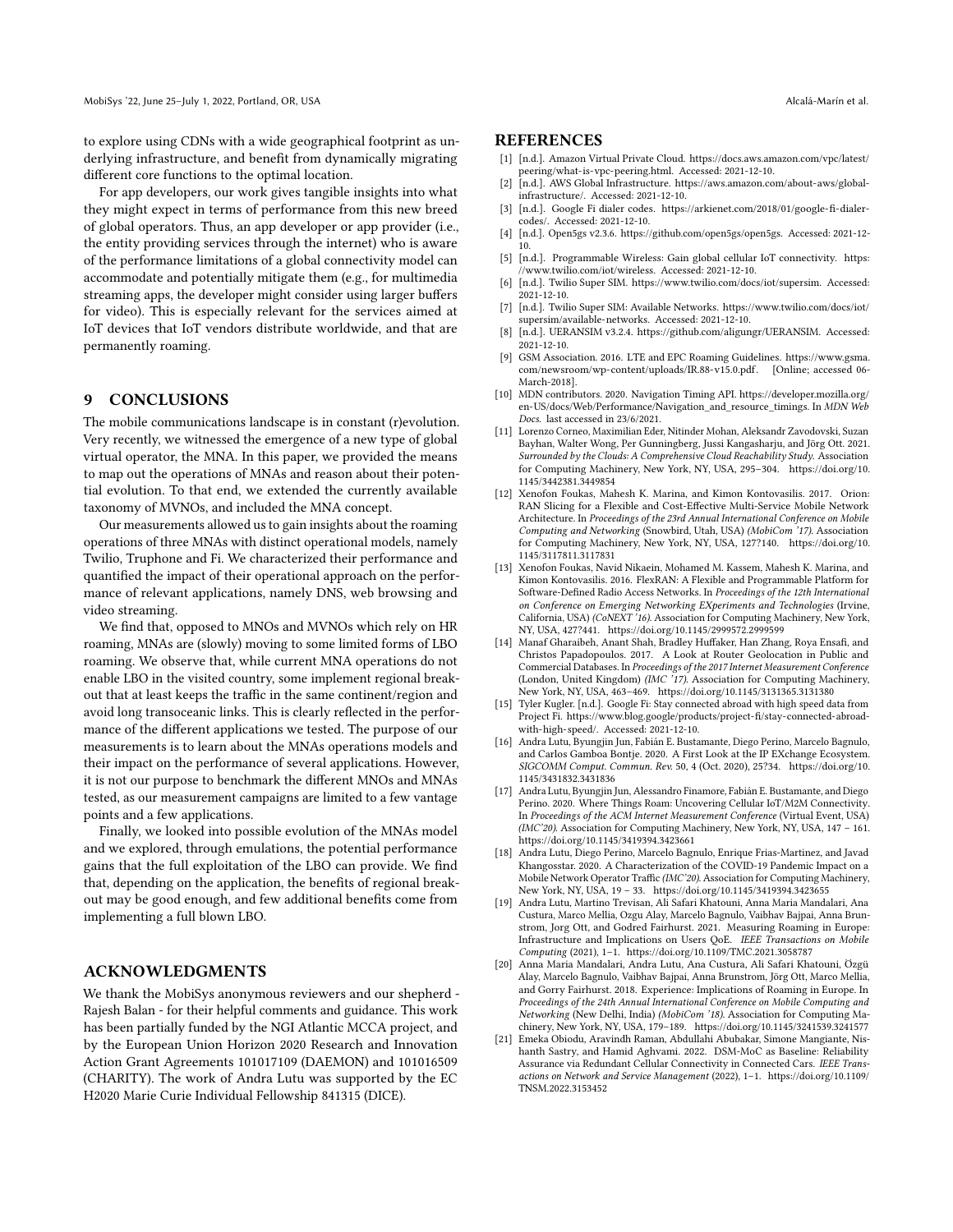to explore using CDNs with a wide geographical footprint as underlying infrastructure, and benefit from dynamically migrating different core functions to the optimal location.

For app developers, our work gives tangible insights into what they might expect in terms of performance from this new breed of global operators. Thus, an app developer or app provider (i.e., the entity providing services through the internet) who is aware of the performance limitations of a global connectivity model can accommodate and potentially mitigate them (e.g., for multimedia streaming apps, the developer might consider using larger buffers for video). This is especially relevant for the services aimed at IoT devices that IoT vendors distribute worldwide, and that are permanently roaming.

## 9 CONCLUSIONS

The mobile communications landscape is in constant (r)evolution. Very recently, we witnessed the emergence of a new type of global virtual operator, the MNA. In this paper, we provided the means to map out the operations of MNAs and reason about their potential evolution. To that end, we extended the currently available taxonomy of MVNOs, and included the MNA concept.

Our measurements allowed us to gain insights about the roaming operations of three MNAs with distinct operational models, namely Twilio, Truphone and Fi. We characterized their performance and quantified the impact of their operational approach on the performance of relevant applications, namely DNS, web browsing and video streaming.

We find that, opposed to MNOs and MVNOs which rely on HR roaming, MNAs are (slowly) moving to some limited forms of LBO roaming. We observe that, while current MNA operations do not enable LBO in the visited country, some implement regional breakout that at least keeps the traffic in the same continent/region and avoid long transoceanic links. This is clearly reflected in the performance of the different applications we tested. The purpose of our measurements is to learn about the MNAs operations models and their impact on the performance of several applications. However, it is not our purpose to benchmark the different MNOs and MNAs tested, as our measurement campaigns are limited to a few vantage points and a few applications.

Finally, we looked into possible evolution of the MNAs model and we explored, through emulations, the potential performance gains that the full exploitation of the LBO can provide. We find that, depending on the application, the benefits of regional breakout may be good enough, and few additional benefits come from implementing a full blown LBO.

## ACKNOWLEDGMENTS

We thank the MobiSys anonymous reviewers and our shepherd - Rajesh Balan - for their helpful comments and guidance. This work has been partially funded by the NGI Atlantic MCCA project, and by the European Union Horizon 2020 Research and Innovation Action Grant Agreements 101017109 (DAEMON) and 101016509 (CHARITY). The work of Andra Lutu was supported by the EC H2020 Marie Curie Individual Fellowship 841315 (DICE).

## REFERENCES

- [1] [n.d.]. Amazon Virtual Private Cloud. https://docs.aws.amazon.com/vpc/latest/peering/what-is-vpc-peering.html. Accessed: 2021-12-10.
- [2] [n.d.]. AWS Global Infrastructure. https://aws.amazon.com/about-aws/global-infrastructure/. Accessed: 2021-12-10.
- [3] [n.d.]. Google Fi dialer codes. https://arkienet.com/2018/01/google-fi-dialer-codes/. Accessed: 2021-12-10.
- [4] [n.d.]. Open5gs v2.3.6. https://github.com/open5gs/open5gs. Accessed: 2021-12-10.
- [5] [n.d.]. Programmable Wireless: Gain global cellular IoT connectivity. https://www.twilio.com/iot/wireless. Accessed: 2021-12-10.
- [6] [n.d.]. Twilio Super SIM. https://www.twilio.com/docs/iot/supersim. Accessed: 2021-12-10.
- [7] [n.d.]. Twilio Super SIM: Available Networks. https://www.twilio.com/docs/iot/supersim/available-networks. Accessed: 2021-12-10.
- [8] [n.d.]. UERANSIM v3.2.4. https://github.com/aligungr/UERANSIM. Accessed: 2021-12-10.
- [9] GSM Association. 2016. LTE and EPC Roaming Guidelines. https://www.gsma.com/newsroom/wp-content/uploads/IR.88-v15.0.pdf. [Online; accessed 06-March-2018].
- [10] MDN contributors. 2020. Navigation Timing API. https://developer.mozilla.org/en-US/docs/Web/Performance/Navigation_and_resource_timings. In *MDN Web Docs*. last accessed in 23/6/2021.
- [11] Lorenzo Corneo, Maximilian Eder, Nitinder Mohan, Aleksandr Zavodovski, Suzan Bayhan, Walter Wong, Per Gunningberg, Jussi Kangasharju, and Jörg Ott. 2021. *Surrounded by the Clouds: A Comprehensive Cloud Reachability Study*. Association for Computing Machinery, New York, NY, USA, 295–304. https://doi.org/10.1145/3442381.3449854
- [12] Xenofon Foukas, Mahesh K. Marina, and Kimon Kontovasilis. 2017. Orion: RAN Slicing for a Flexible and Cost-Effective Multi-Service Mobile Network Architecture. In *Proceedings of the 23rd Annual International Conference on Mobile Computing and Networking* (Snowbird, Utah, USA) *(MobiCom '17)*. Association for Computing Machinery, New York, NY, USA, 127?140. https://doi.org/10.1145/3117811.3117831
- [13] Xenofon Foukas, Navid Nikaein, Mohamed M. Kassem, Mahesh K. Marina, and Kimon Kontovasilis. 2016. FlexRAN: A Flexible and Programmable Platform for Software-Defined Radio Access Networks. In *Proceedings of the 12th International on Conference on Emerging Networking EXperiments and Technologies* (Irvine, California, USA) *(CoNEXT '16)*. Association for Computing Machinery, New York, NY, USA, 427?441. https://doi.org/10.1145/2999572.2999599
- [14] Manaf Gharaibeh, Anant Shah, Bradley Huffaker, Han Zhang, Roya Ensafi, and Christos Papadopoulos. 2017. A Look at Router Geolocation in Public and Commercial Databases. In *Proceedings of the 2017 Internet Measurement Conference* (London, United Kingdom) *(IMC '17)*. Association for Computing Machinery, New York, NY, USA, 463–469. https://doi.org/10.1145/3131365.3131380
- [15] Tyler Kugler. [n.d.]. Google Fi: Stay connected abroad with high speed data from Project Fi. https://www.blog.google/products/project-fi/stay-connected-abroad-with-high-speed/. Accessed: 2021-12-10.
- [16] Andra Lutu, Byungjin Jun, Fabián E. Bustamante, Diego Perino, Marcelo Bagnulo, and Carlos Gamboa Bontje. 2020. A First Look at the IP EXchange Ecosystem. *SIGCOMM Comput. Commun. Rev.* 50, 4 (Oct. 2020), 25?34. https://doi.org/10.1145/3431832.3431836
- [17] Andra Lutu, Byungjin Jun, Alessandro Finamore, Fabián E. Bustamante, and Diego Perino. 2020. Where Things Roam: Uncovering Cellular IoT/M2M Connectivity. In *Proceedings of the ACM Internet Measurement Conference* (Virtual Event, USA) *(IMC'20)*. Association for Computing Machinery, New York, NY, USA, 147 – 161. https://doi.org/10.1145/3419394.3423661
- [18] Andra Lutu, Diego Perino, Marcelo Bagnulo, Enrique Frias-Martinez, and Javad Khangosstar. 2020. A Characterization of the COVID-19 Pandemic Impact on a Mobile Network Operator Traffic *(IMC'20)*. Association for Computing Machinery, New York, NY, USA, 19 – 33. https://doi.org/10.1145/3419394.3423655
- [19] Andra Lutu, Martino Trevisan, Ali Safari Khatouni, Anna Maria Mandalari, Ana Custura, Marco Mellia, Ozgu Alay, Marcelo Bagnulo, Vaibhav Bajpai, Anna Brunstrom, Jorg Ott, and Godred Fairhurst. 2021. Measuring Roaming in Europe: Infrastructure and Implications on Users QoE. *IEEE Transactions on Mobile Computing* (2021), 1–1. https://doi.org/10.1109/TMC.2021.3058787
- [20] Anna Maria Mandalari, Andra Lutu, Ana Custura, Ali Safari Khatouni, Özgü Alay, Marcelo Bagnulo, Vaibhav Bajpai, Anna Brunstrom, Jörg Ott, Marco Mellia, and Gorry Fairhurst. 2018. Experience: Implications of Roaming in Europe. In *Proceedings of the 24th Annual International Conference on Mobile Computing and Networking* (New Delhi, India) *(MobiCom '18)*. Association for Computing Machinery, New York, NY, USA, 179–189. https://doi.org/10.1145/3241539.3241577
- [21] Emeka Obiodu, Aravindh Raman, Abdullahi Abubakar, Simone Mangiante, Nishanth Sastry, and Hamid Aghvami. 2022. DSM-MoC as Baseline: Reliability Assurance via Redundant Cellular Connectivity in Connected Cars. *IEEE Transactions on Network and Service Management* (2022), 1–1. https://doi.org/10.1109/TNSM.2022.3153452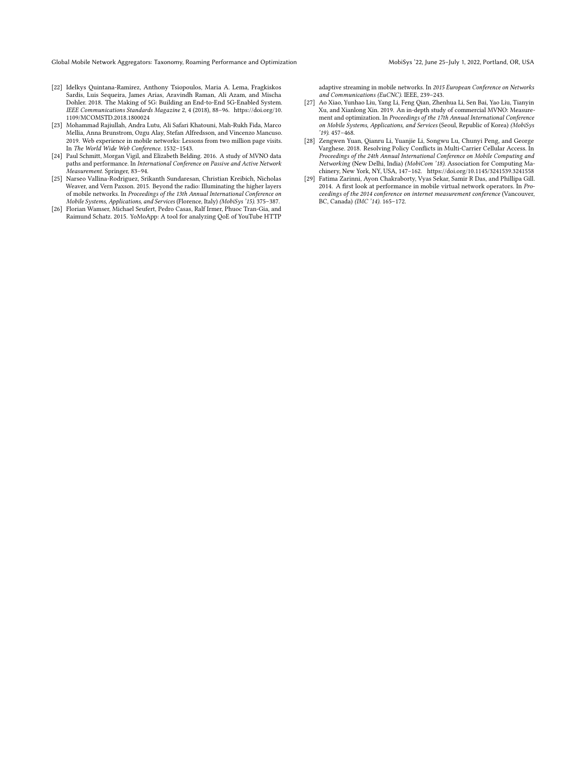- [22] Idelkys Quintana-Ramirez, Anthony Tsiopoulos, Maria A. Lema, Fragkiskos Sardis, Luis Sequeira, James Arias, Aravindh Raman, Ali Azam, and Mischa Dohler. 2018. The Making of 5G: Building an End-to-End 5G-Enabled System. *IEEE Communications Standards Magazine* 2, 4 (2018), 88–96. https://doi.org/10.1109/MCOMSTD.2018.1800024
- [23] Mohammad Rajiullah, Andra Lutu, Ali Safari Khatouni, Mah-Rukh Fida, Marco Mellia, Anna Brunstrom, Ozgu Alay, Stefan Alfredsson, and Vincenzo Mancuso. 2019. Web experience in mobile networks: Lessons from two million page visits. In *The World Wide Web Conference*. 1532–1543.
- [24] Paul Schmitt, Morgan Vigil, and Elizabeth Belding. 2016. A study of MVNO data paths and performance. In *International Conference on Passive and Active Network Measurement*. Springer, 83–94.
- [25] Narseo Vallina-Rodriguez, Srikanth Sundaresan, Christian Kreibich, Nicholas Weaver, and Vern Paxson. 2015. Beyond the radio: Illuminating the higher layers of mobile networks. In *Proceedings of the 13th Annual International Conference on Mobile Systems, Applications, and Services* (Florence, Italy) *(MobiSys '15)*. 375–387.
- [26] Florian Wamser, Michael Seufert, Pedro Casas, Ralf Irmer, Phuoc Tran-Gia, and Raimund Schatz. 2015. YoMoApp: A tool for analyzing QoE of YouTube HTTP adaptive streaming in mobile networks. In *2015 European Conference on Networks and Communications (EuCNC)*. IEEE, 239–243.
- [27] Ao Xiao, Yunhao Liu, Yang Li, Feng Qian, Zhenhua Li, Sen Bai, Yao Liu, Tianyin Xu, and Xianlong Xin. 2019. An in-depth study of commercial MVNO: Measurement and optimization. In *Proceedings of the 17th Annual International Conference on Mobile Systems, Applications, and Services* (Seoul, Republic of Korea) *(MobiSys '19)*. 457–468.
- [28] Zengwen Yuan, Qianru Li, Yuanjie Li, Songwu Lu, Chunyi Peng, and George Varghese. 2018. Resolving Policy Conflicts in Multi-Carrier Cellular Access. In *Proceedings of the 24th Annual International Conference on Mobile Computing and Networking* (New Delhi, India) *(MobiCom '18)*. Association for Computing Machinery, New York, NY, USA, 147–162. https://doi.org/10.1145/3241539.3241558
- [29] Fatima Zarinni, Ayon Chakraborty, Vyas Sekar, Samir R Das, and Phillipa Gill. 2014. A first look at performance in mobile virtual network operators. In *Proceedings of the 2014 conference on internet measurement conference* (Vancouver, BC, Canada) *(IMC '14)*. 165–172.